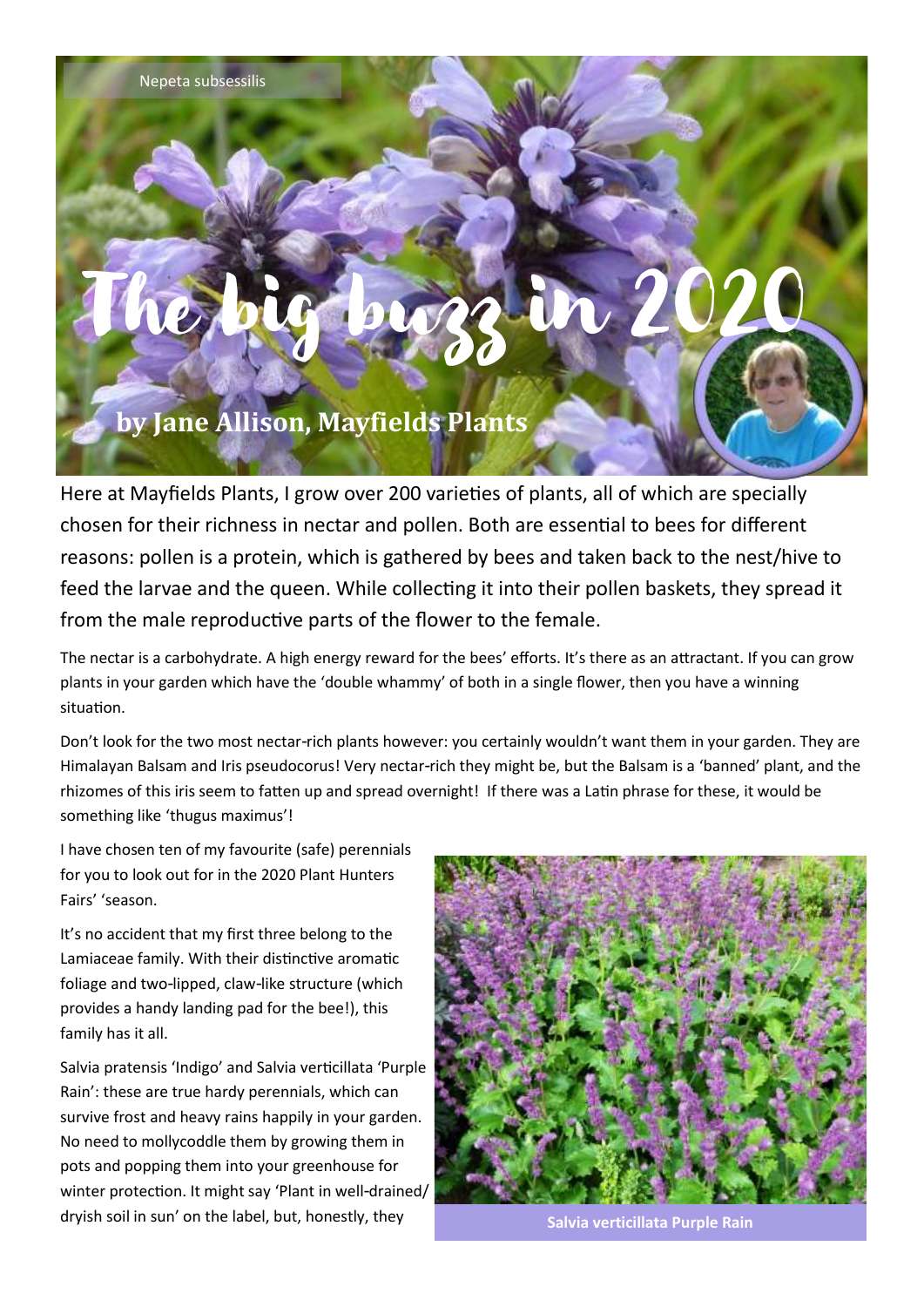Nepeta subsessilis

# The big buzz in 2020

## by Jane Allison, Mayfields Plants

Here at Mayfields Plants, I grow over 200 varieties of plants, all of which are specially chosen for their richness in nectar and pollen. Both are essential to bees for different reasons: pollen is a protein, which is gathered by bees and taken back to the nest/hive to feed the larvae and the queen. While collecting it into their pollen baskets, they spread it from the male reproductive parts of the flower to the female.

The nectar is a carbohydrate. A high energy reward for the bees' efforts. It's there as an attractant. If you can grow plants in your garden which have the 'double whammy' of both in a single flower, then you have a winning situation.

Don't look for the two most nectar-rich plants however: you certainly wouldn't want them in your garden. They are Himalayan Balsam and Iris pseudocorus! Very nectar-rich they might be, but the Balsam is a 'banned' plant, and the rhizomes of this iris seem to fatten up and spread overnight! If there was a Latin phrase for these, it would be something like 'thugus maximus'!

I have chosen ten of my favourite (safe) perennials for you to look out for in the 2020 Plant Hunters Fairs' 'season.

It's no accident that my first three belong to the Lamiaceae family. With their distinctive aromatic foliage and two-lipped, claw-like structure (which provides a handy landing pad for the bee!), this family has it all.

Salvia pratensis 'Indigo' and Salvia verticillata 'Purple Rain': these are true hardy perennials, which can survive frost and heavy rains happily in your garden. No need to mollycoddle them by growing them in pots and popping them into your greenhouse for winter protection. It might say 'Plant in well-drained/dryish soil in sun' on the label, but, honestly, they

**Salvia verticillata Purple Rain**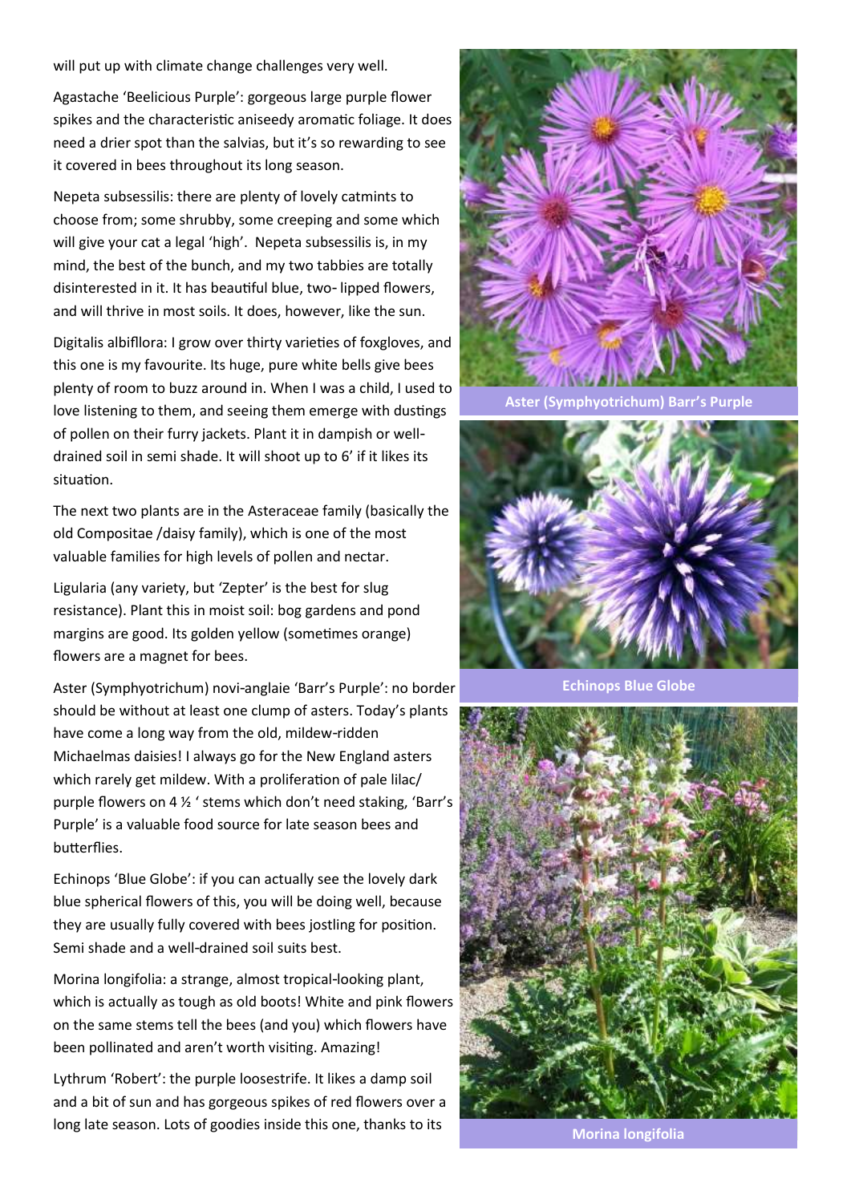will put up with climate change challenges very well.

Agastache 'Beelicious Purple': gorgeous large purple flower spikes and the characteristic aniseedy aromatic foliage. It does need a drier spot than the salvias, but it's so rewarding to see it covered in bees throughout its long season.

Nepeta subsessilis: there are plenty of lovely catmints to choose from; some shrubby, some creeping and some which will give your cat a legal 'high'. Nepeta subsessilis is, in my mind, the best of the bunch, and my two tabbies are totally disinterested in it. It has beautiful blue, two- lipped flowers, and will thrive in most soils. It does, however, like the sun.

Digitalis albifllora: I grow over thirty varieties of foxgloves, and this one is my favourite. Its huge, pure white bells give bees plenty of room to buzz around in. When I was a child, I used to love listening to them, and seeing them emerge with dustings of pollen on their furry jackets. Plant it in dampish or well-drained soil in semi shade. It will shoot up to 6' if it likes its situation.

The next two plants are in the Asteraceae family (basically the old Compositae /daisy family), which is one of the most valuable families for high levels of pollen and nectar.

Ligularia (any variety, but 'Zepter' is the best for slug resistance). Plant this in moist soil: bog gardens and pond margins are good. Its golden yellow (sometimes orange) flowers are a magnet for bees.

Aster (Symphyotrichum) novi-anglaie 'Barr's Purple': no border should be without at least one clump of asters. Today's plants have come a long way from the old, mildew-ridden Michaelmas daisies! I always go for the New England asters which rarely get mildew. With a proliferation of pale lilac/ purple flowers on 4 ½ ' stems which don't need staking, 'Barr's Purple' is a valuable food source for late season bees and butterflies.

Echinops 'Blue Globe': if you can actually see the lovely dark blue spherical flowers of this, you will be doing well, because they are usually fully covered with bees jostling for position. Semi shade and a well-drained soil suits best.

Morina longifolia: a strange, almost tropical-looking plant, which is actually as tough as old boots! White and pink flowers on the same stems tell the bees (and you) which flowers have been pollinated and aren't worth visiting. Amazing!

Lythrum 'Robert': the purple loosestrife. It likes a damp soil and a bit of sun and has gorgeous spikes of red flowers over a long late season. Lots of goodies inside this one, thanks to its

**Aster (Symphyotrichum) Barr's Purple**

**Echinops Blue Globe**

**Morina longifolia**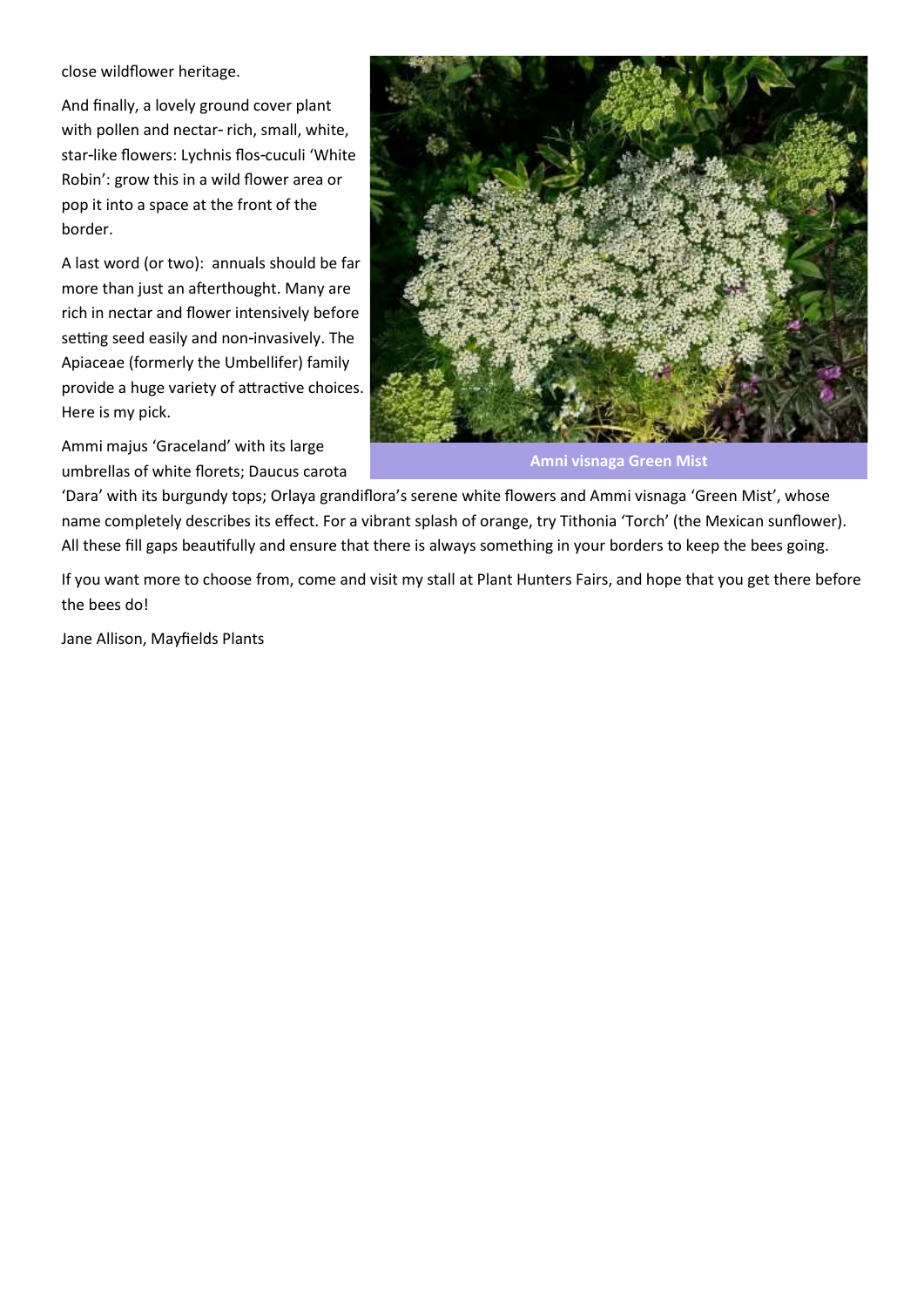close wildflower heritage.

And finally, a lovely ground cover plant with pollen and nectar- rich, small, white, star-like flowers: Lychnis flos-cuculi 'White Robin': grow this in a wild flower area or pop it into a space at the front of the border.

A last word (or two): annuals should be far more than just an afterthought. Many are rich in nectar and flower intensively before setting seed easily and non-invasively. The Apiaceae (formerly the Umbellifer) family provide a huge variety of attractive choices. Here is my pick.

**Amni visnaga Green Mist**

Ammi majus 'Graceland' with its large umbrellas of white florets; Daucus carota 'Dara' with its burgundy tops; Orlaya grandiflora's serene white flowers and Ammi visnaga 'Green Mist', whose name completely describes its effect. For a vibrant splash of orange, try Tithonia 'Torch' (the Mexican sunflower). All these fill gaps beautifully and ensure that there is always something in your borders to keep the bees going.

If you want more to choose from, come and visit my stall at Plant Hunters Fairs, and hope that you get there before the bees do!

Jane Allison, Mayfields Plants